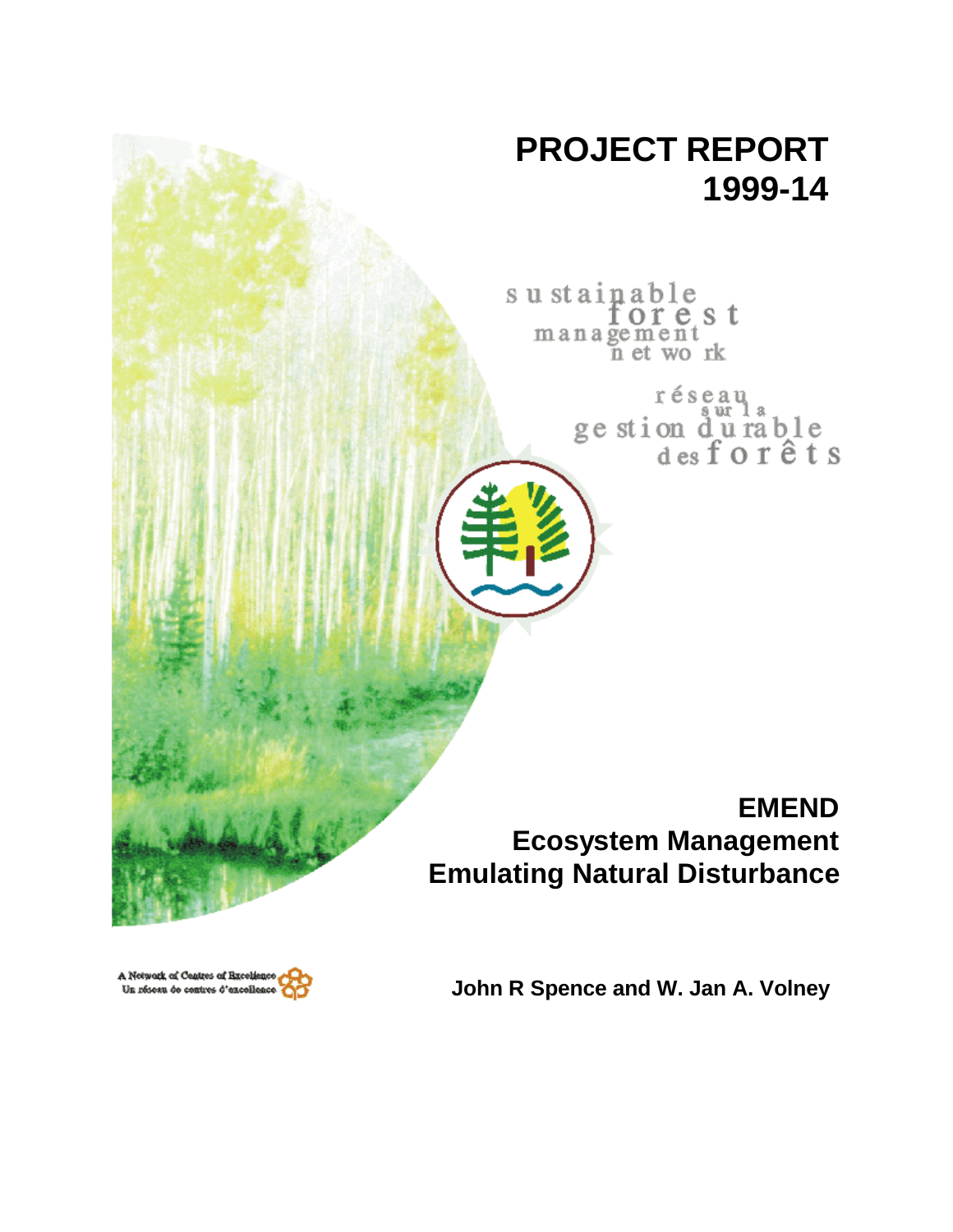# PROJECT REPORT 1999-14

sustainable forest management network

réseau sur la gestion durable des forêts

## EMEND
## Ecosystem Management Emulating Natural Disturbance

A Network of Centres of Excellence
Un réseau de centres d'excellence

**John R Spence and W. Jan A. Volney**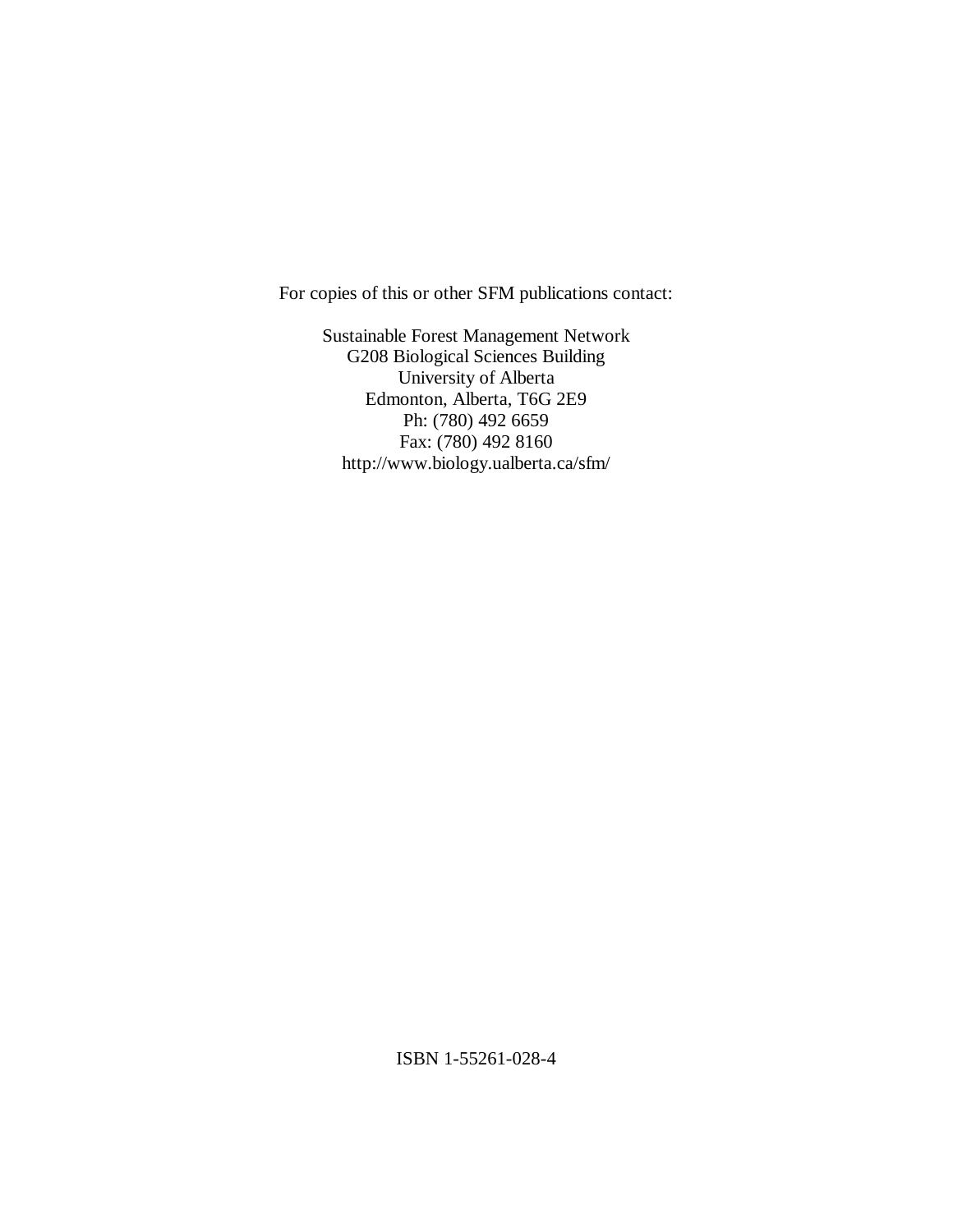For copies of this or other SFM publications contact:

Sustainable Forest Management Network  
G208 Biological Sciences Building  
University of Alberta  
Edmonton, Alberta, T6G 2E9  
Ph: (780) 492 6659  
Fax: (780) 492 8160  
http://www.biology.ualberta.ca/sfm/

ISBN 1-55261-028-4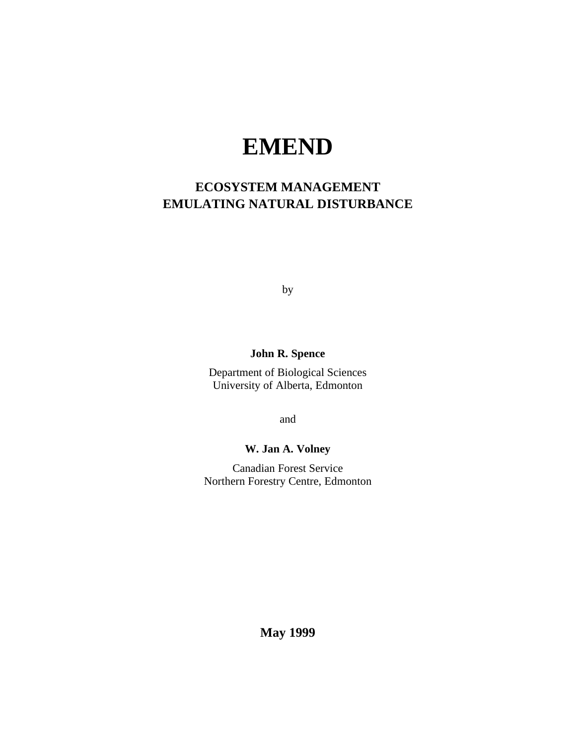# EMEND

## ECOSYSTEM MANAGEMENT
## EMULATING NATURAL DISTURBANCE

by

**John R. Spence**

Department of Biological Sciences
University of Alberta, Edmonton

and

**W. Jan A. Volney**

Canadian Forest Service
Northern Forestry Centre, Edmonton

**May 1999**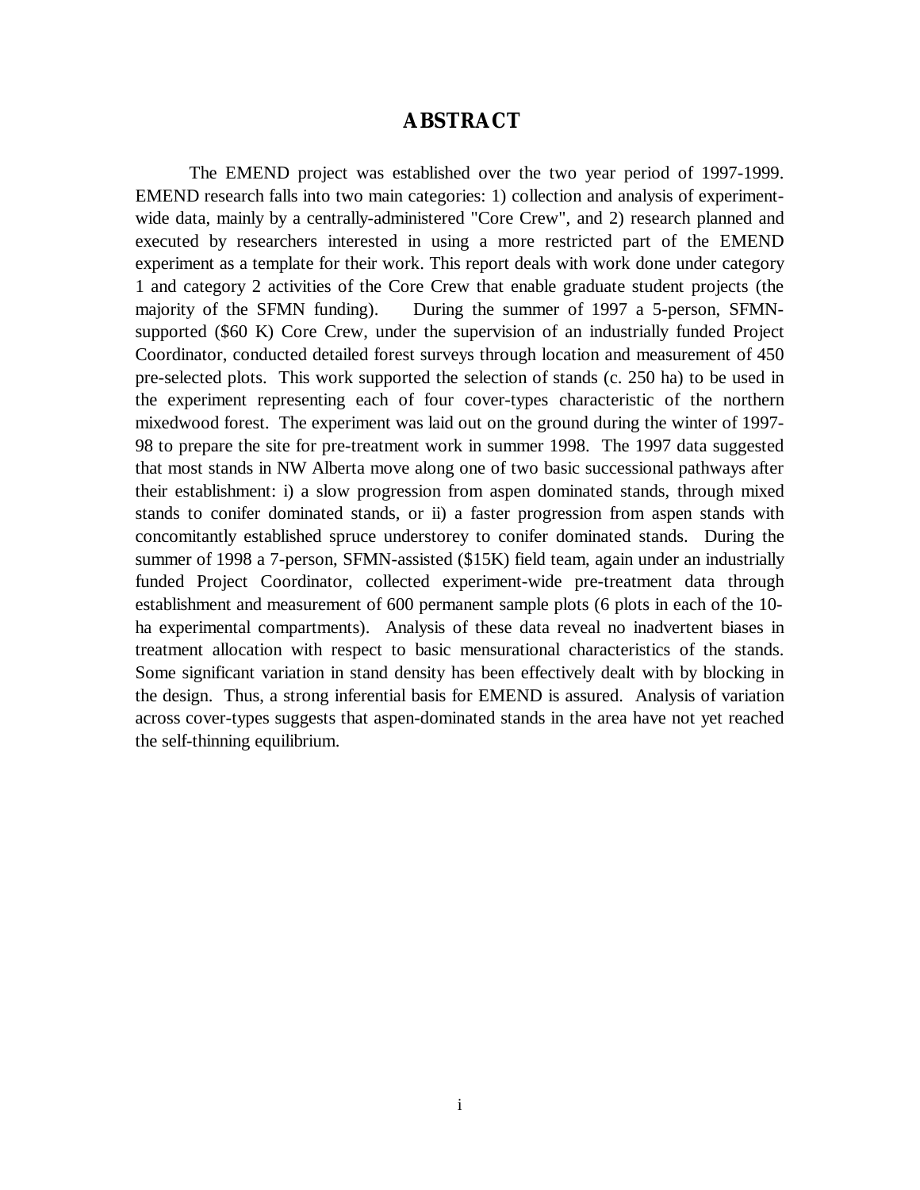# ABSTRACT

The EMEND project was established over the two year period of 1997-1999. EMEND research falls into two main categories: 1) collection and analysis of experiment-wide data, mainly by a centrally-administered "Core Crew", and 2) research planned and executed by researchers interested in using a more restricted part of the EMEND experiment as a template for their work. This report deals with work done under category 1 and category 2 activities of the Core Crew that enable graduate student projects (the majority of the SFMN funding). During the summer of 1997 a 5-person, SFMN-supported ($60 K) Core Crew, under the supervision of an industrially funded Project Coordinator, conducted detailed forest surveys through location and measurement of 450 pre-selected plots. This work supported the selection of stands (c. 250 ha) to be used in the experiment representing each of four cover-types characteristic of the northern mixedwood forest. The experiment was laid out on the ground during the winter of 1997-98 to prepare the site for pre-treatment work in summer 1998. The 1997 data suggested that most stands in NW Alberta move along one of two basic successional pathways after their establishment: i) a slow progression from aspen dominated stands, through mixed stands to conifer dominated stands, or ii) a faster progression from aspen stands with concomitantly established spruce understorey to conifer dominated stands. During the summer of 1998 a 7-person, SFMN-assisted ($15K) field team, again under an industrially funded Project Coordinator, collected experiment-wide pre-treatment data through establishment and measurement of 600 permanent sample plots (6 plots in each of the 10-ha experimental compartments). Analysis of these data reveal no inadvertent biases in treatment allocation with respect to basic mensurational characteristics of the stands. Some significant variation in stand density has been effectively dealt with by blocking in the design. Thus, a strong inferential basis for EMEND is assured. Analysis of variation across cover-types suggests that aspen-dominated stands in the area have not yet reached the self-thinning equilibrium.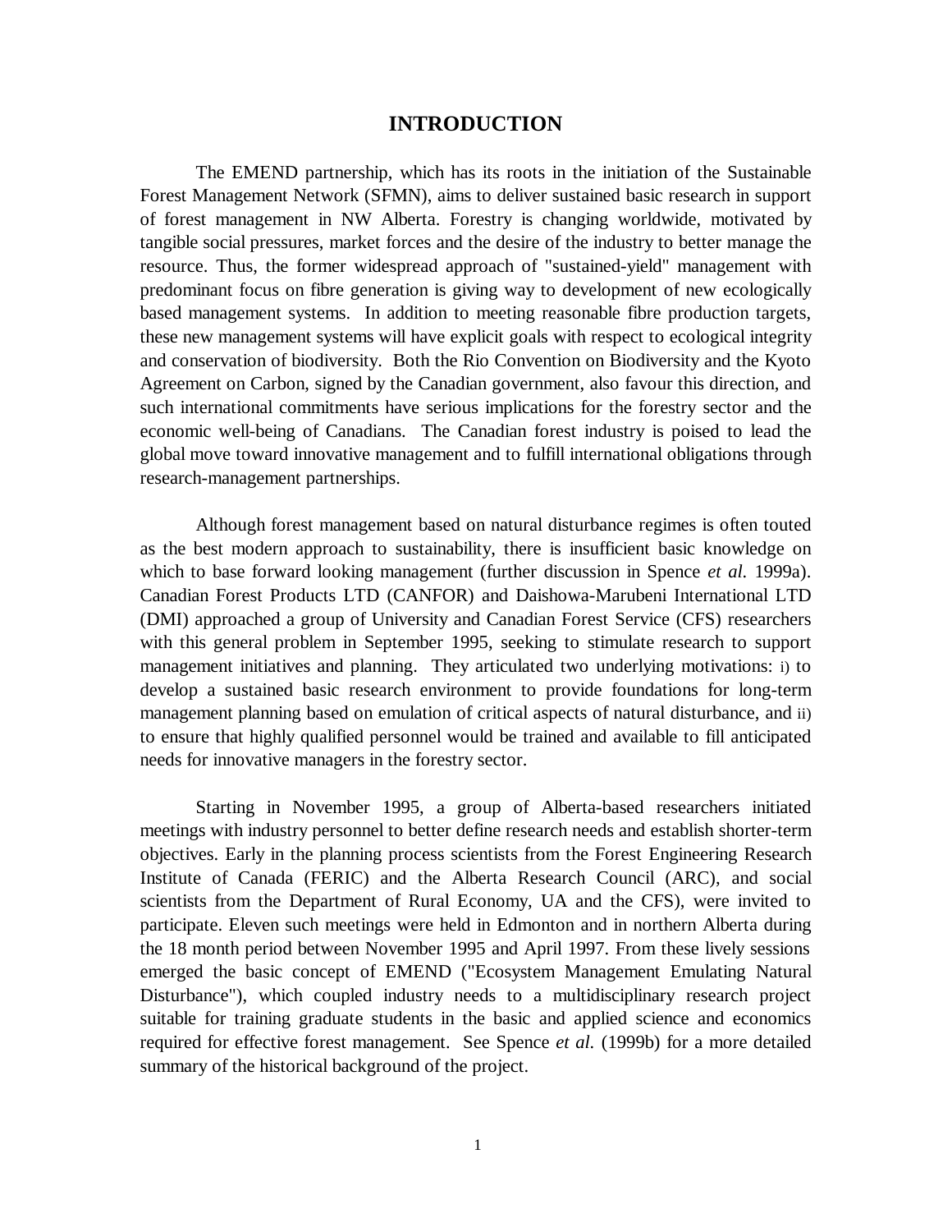# INTRODUCTION

The EMEND partnership, which has its roots in the initiation of the Sustainable Forest Management Network (SFMN), aims to deliver sustained basic research in support of forest management in NW Alberta. Forestry is changing worldwide, motivated by tangible social pressures, market forces and the desire of the industry to better manage the resource. Thus, the former widespread approach of "sustained-yield" management with predominant focus on fibre generation is giving way to development of new ecologically based management systems. In addition to meeting reasonable fibre production targets, these new management systems will have explicit goals with respect to ecological integrity and conservation of biodiversity. Both the Rio Convention on Biodiversity and the Kyoto Agreement on Carbon, signed by the Canadian government, also favour this direction, and such international commitments have serious implications for the forestry sector and the economic well-being of Canadians. The Canadian forest industry is poised to lead the global move toward innovative management and to fulfill international obligations through research-management partnerships.

Although forest management based on natural disturbance regimes is often touted as the best modern approach to sustainability, there is insufficient basic knowledge on which to base forward looking management (further discussion in Spence *et al.* 1999a). Canadian Forest Products LTD (CANFOR) and Daishowa-Marubeni International LTD (DMI) approached a group of University and Canadian Forest Service (CFS) researchers with this general problem in September 1995, seeking to stimulate research to support management initiatives and planning. They articulated two underlying motivations: i) to develop a sustained basic research environment to provide foundations for long-term management planning based on emulation of critical aspects of natural disturbance, and ii) to ensure that highly qualified personnel would be trained and available to fill anticipated needs for innovative managers in the forestry sector.

Starting in November 1995, a group of Alberta-based researchers initiated meetings with industry personnel to better define research needs and establish shorter-term objectives. Early in the planning process scientists from the Forest Engineering Research Institute of Canada (FERIC) and the Alberta Research Council (ARC), and social scientists from the Department of Rural Economy, UA and the CFS), were invited to participate. Eleven such meetings were held in Edmonton and in northern Alberta during the 18 month period between November 1995 and April 1997. From these lively sessions emerged the basic concept of EMEND ("Ecosystem Management Emulating Natural Disturbance"), which coupled industry needs to a multidisciplinary research project suitable for training graduate students in the basic and applied science and economics required for effective forest management. See Spence *et al.* (1999b) for a more detailed summary of the historical background of the project.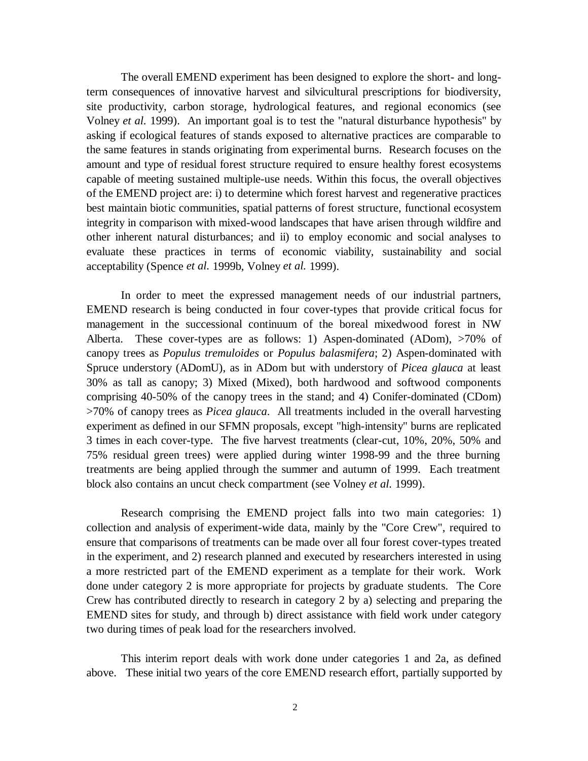The overall EMEND experiment has been designed to explore the short- and long-term consequences of innovative harvest and silvicultural prescriptions for biodiversity, site productivity, carbon storage, hydrological features, and regional economics (see Volney *et al.* 1999). An important goal is to test the "natural disturbance hypothesis" by asking if ecological features of stands exposed to alternative practices are comparable to the same features in stands originating from experimental burns. Research focuses on the amount and type of residual forest structure required to ensure healthy forest ecosystems capable of meeting sustained multiple-use needs. Within this focus, the overall objectives of the EMEND project are: i) to determine which forest harvest and regenerative practices best maintain biotic communities, spatial patterns of forest structure, functional ecosystem integrity in comparison with mixed-wood landscapes that have arisen through wildfire and other inherent natural disturbances; and ii) to employ economic and social analyses to evaluate these practices in terms of economic viability, sustainability and social acceptability (Spence *et al.* 1999b, Volney *et al.* 1999).

In order to meet the expressed management needs of our industrial partners, EMEND research is being conducted in four cover-types that provide critical focus for management in the successional continuum of the boreal mixedwood forest in NW Alberta. These cover-types are as follows: 1) Aspen-dominated (ADom), >70% of canopy trees as *Populus tremuloides* or *Populus balasmifera*; 2) Aspen-dominated with Spruce understory (ADomU), as in ADom but with understory of *Picea glauca* at least 30% as tall as canopy; 3) Mixed (Mixed), both hardwood and softwood components comprising 40-50% of the canopy trees in the stand; and 4) Conifer-dominated (CDom) >70% of canopy trees as *Picea glauca*. All treatments included in the overall harvesting experiment as defined in our SFMN proposals, except "high-intensity" burns are replicated 3 times in each cover-type. The five harvest treatments (clear-cut, 10%, 20%, 50% and 75% residual green trees) were applied during winter 1998-99 and the three burning treatments are being applied through the summer and autumn of 1999. Each treatment block also contains an uncut check compartment (see Volney *et al.* 1999).

Research comprising the EMEND project falls into two main categories: 1) collection and analysis of experiment-wide data, mainly by the "Core Crew", required to ensure that comparisons of treatments can be made over all four forest cover-types treated in the experiment, and 2) research planned and executed by researchers interested in using a more restricted part of the EMEND experiment as a template for their work. Work done under category 2 is more appropriate for projects by graduate students. The Core Crew has contributed directly to research in category 2 by a) selecting and preparing the EMEND sites for study, and through b) direct assistance with field work under category two during times of peak load for the researchers involved.

This interim report deals with work done under categories 1 and 2a, as defined above. These initial two years of the core EMEND research effort, partially supported by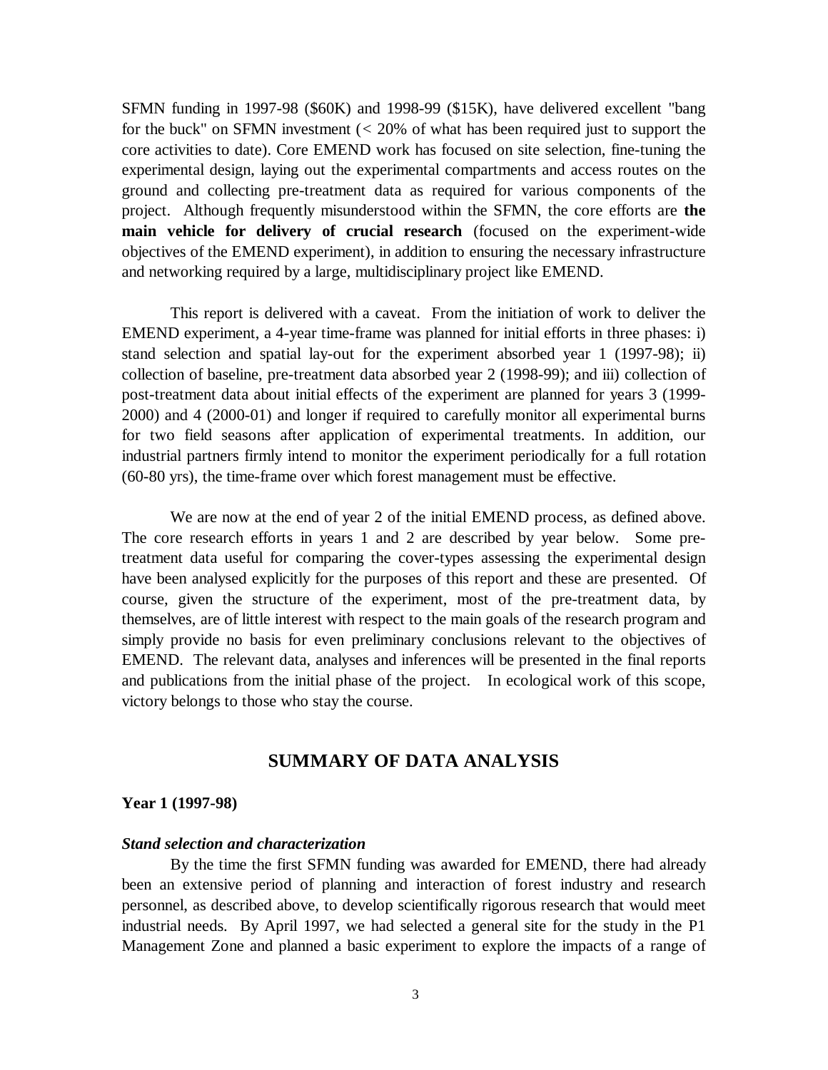SFMN funding in 1997-98 ($60K) and 1998-99 ($15K), have delivered excellent "bang for the buck" on SFMN investment (< 20% of what has been required just to support the core activities to date). Core EMEND work has focused on site selection, fine-tuning the experimental design, laying out the experimental compartments and access routes on the ground and collecting pre-treatment data as required for various components of the project. Although frequently misunderstood within the SFMN, the core efforts are **the main vehicle for delivery of crucial research** (focused on the experiment-wide objectives of the EMEND experiment), in addition to ensuring the necessary infrastructure and networking required by a large, multidisciplinary project like EMEND.

This report is delivered with a caveat. From the initiation of work to deliver the EMEND experiment, a 4-year time-frame was planned for initial efforts in three phases: i) stand selection and spatial lay-out for the experiment absorbed year 1 (1997-98); ii) collection of baseline, pre-treatment data absorbed year 2 (1998-99); and iii) collection of post-treatment data about initial effects of the experiment are planned for years 3 (1999-2000) and 4 (2000-01) and longer if required to carefully monitor all experimental burns for two field seasons after application of experimental treatments. In addition, our industrial partners firmly intend to monitor the experiment periodically for a full rotation (60-80 yrs), the time-frame over which forest management must be effective.

We are now at the end of year 2 of the initial EMEND process, as defined above. The core research efforts in years 1 and 2 are described by year below. Some pre-treatment data useful for comparing the cover-types assessing the experimental design have been analysed explicitly for the purposes of this report and these are presented. Of course, given the structure of the experiment, most of the pre-treatment data, by themselves, are of little interest with respect to the main goals of the research program and simply provide no basis for even preliminary conclusions relevant to the objectives of EMEND. The relevant data, analyses and inferences will be presented in the final reports and publications from the initial phase of the project. In ecological work of this scope, victory belongs to those who stay the course.

## SUMMARY OF DATA ANALYSIS

**Year 1 (1997-98)**

***Stand selection and characterization***

By the time the first SFMN funding was awarded for EMEND, there had already been an extensive period of planning and interaction of forest industry and research personnel, as described above, to develop scientifically rigorous research that would meet industrial needs. By April 1997, we had selected a general site for the study in the P1 Management Zone and planned a basic experiment to explore the impacts of a range of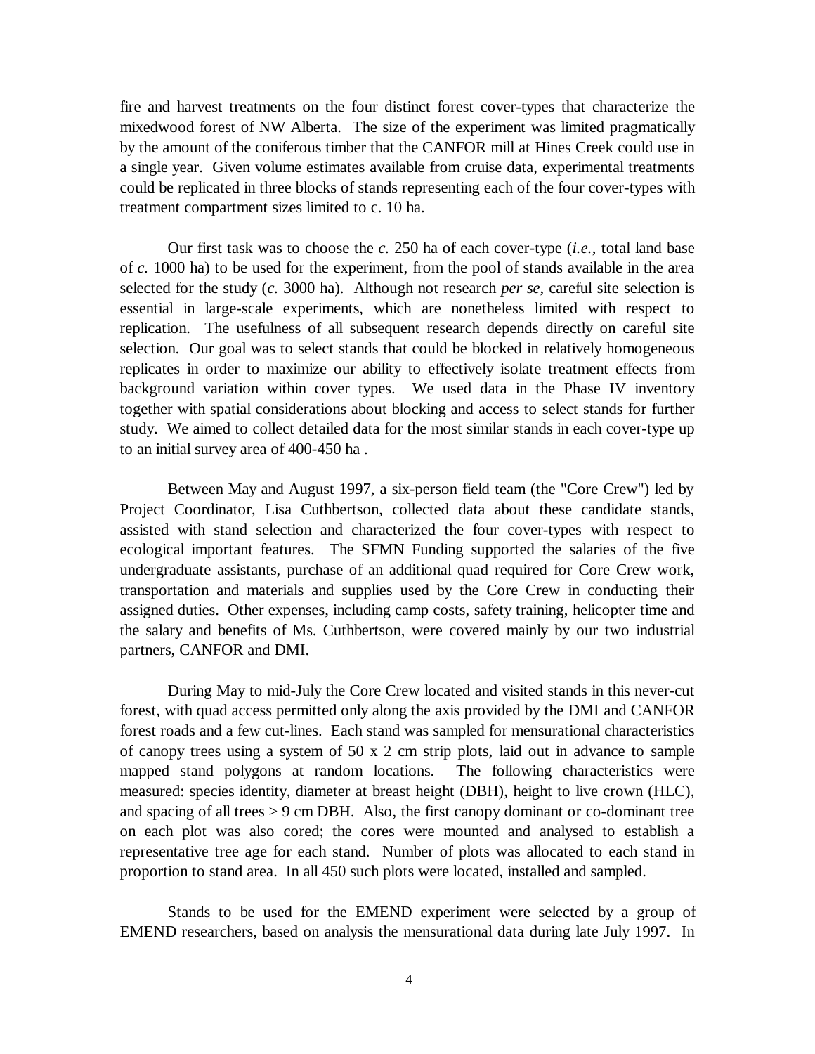fire and harvest treatments on the four distinct forest cover-types that characterize the mixedwood forest of NW Alberta. The size of the experiment was limited pragmatically by the amount of the coniferous timber that the CANFOR mill at Hines Creek could use in a single year. Given volume estimates available from cruise data, experimental treatments could be replicated in three blocks of stands representing each of the four cover-types with treatment compartment sizes limited to c. 10 ha.

Our first task was to choose the *c.* 250 ha of each cover-type (*i.e.*, total land base of *c.* 1000 ha) to be used for the experiment, from the pool of stands available in the area selected for the study (*c.* 3000 ha). Although not research *per se*, careful site selection is essential in large-scale experiments, which are nonetheless limited with respect to replication. The usefulness of all subsequent research depends directly on careful site selection. Our goal was to select stands that could be blocked in relatively homogeneous replicates in order to maximize our ability to effectively isolate treatment effects from background variation within cover types. We used data in the Phase IV inventory together with spatial considerations about blocking and access to select stands for further study. We aimed to collect detailed data for the most similar stands in each cover-type up to an initial survey area of 400-450 ha .

Between May and August 1997, a six-person field team (the "Core Crew") led by Project Coordinator, Lisa Cuthbertson, collected data about these candidate stands, assisted with stand selection and characterized the four cover-types with respect to ecological important features. The SFMN Funding supported the salaries of the five undergraduate assistants, purchase of an additional quad required for Core Crew work, transportation and materials and supplies used by the Core Crew in conducting their assigned duties. Other expenses, including camp costs, safety training, helicopter time and the salary and benefits of Ms. Cuthbertson, were covered mainly by our two industrial partners, CANFOR and DMI.

During May to mid-July the Core Crew located and visited stands in this never-cut forest, with quad access permitted only along the axis provided by the DMI and CANFOR forest roads and a few cut-lines. Each stand was sampled for mensurational characteristics of canopy trees using a system of 50 x 2 cm strip plots, laid out in advance to sample mapped stand polygons at random locations. The following characteristics were measured: species identity, diameter at breast height (DBH), height to live crown (HLC), and spacing of all trees > 9 cm DBH. Also, the first canopy dominant or co-dominant tree on each plot was also cored; the cores were mounted and analysed to establish a representative tree age for each stand. Number of plots was allocated to each stand in proportion to stand area. In all 450 such plots were located, installed and sampled.

Stands to be used for the EMEND experiment were selected by a group of EMEND researchers, based on analysis the mensurational data during late July 1997. In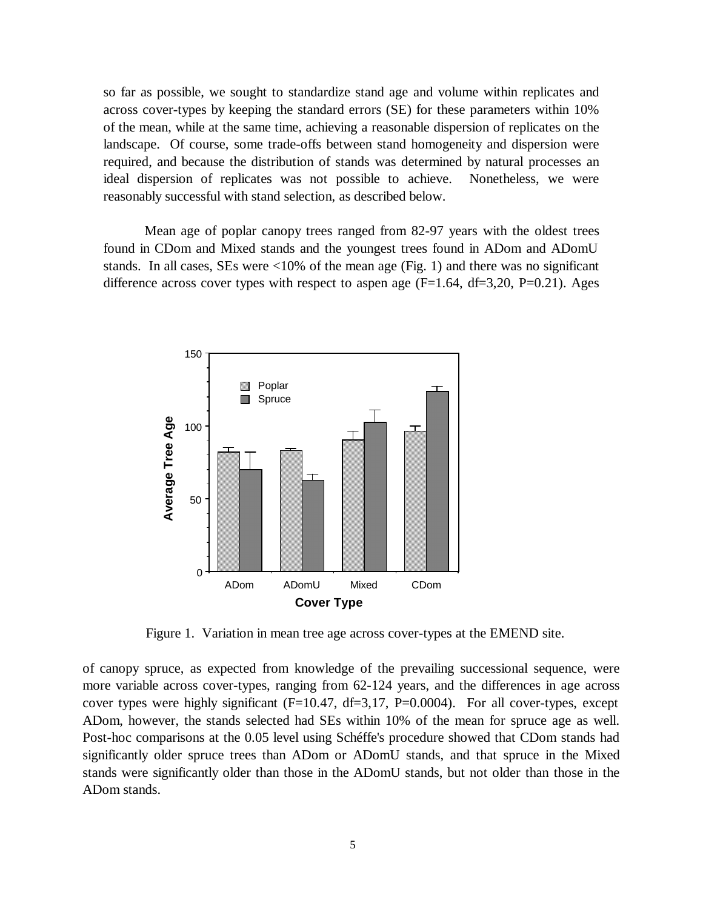so far as possible, we sought to standardize stand age and volume within replicates and across cover-types by keeping the standard errors (SE) for these parameters within 10% of the mean, while at the same time, achieving a reasonable dispersion of replicates on the landscape. Of course, some trade-offs between stand homogeneity and dispersion were required, and because the distribution of stands was determined by natural processes an ideal dispersion of replicates was not possible to achieve. Nonetheless, we were reasonably successful with stand selection, as described below.

Mean age of poplar canopy trees ranged from 82-97 years with the oldest trees found in CDom and Mixed stands and the youngest trees found in ADom and ADomU stands. In all cases, SEs were <10% of the mean age (Fig. 1) and there was no significant difference across cover types with respect to aspen age ($F=1.64$, $df=3,20$, $P=0.21$). Ages of canopy spruce, as expected from knowledge of the prevailing successional sequence, were more variable across cover-types, ranging from 62-124 years, and the differences in age across cover types were highly significant ($F=10.47$, $df=3,17$, $P=0.0004$). For all cover-types, except ADom, however, the stands selected had SEs within 10% of the mean for spruce age as well. Post-hoc comparisons at the 0.05 level using Schéffe's procedure showed that CDom stands had significantly older spruce trees than ADom or ADomU stands, and that spruce in the Mixed stands were significantly older than those in the ADomU stands, but not older than those in the ADom stands.

Figure 1. Variation in mean tree age across cover-types at the EMEND site.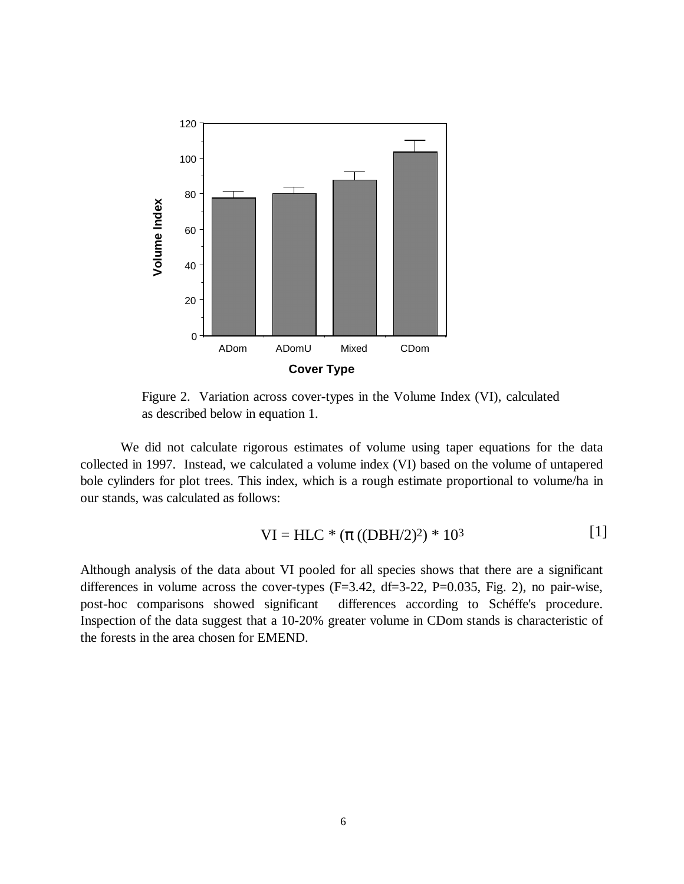Figure 2. Variation across cover-types in the Volume Index (VI), calculated as described below in equation 1.

We did not calculate rigorous estimates of volume using taper equations for the data collected in 1997. Instead, we calculated a volume index (VI) based on the volume of untapered bole cylinders for plot trees. This index, which is a rough estimate proportional to volume/ha in our stands, was calculated as follows:

$$VI = HLC * (\pi ((DBH/2)^2) * 10^3 \qquad [1]$$

Although analysis of the data about VI pooled for all species shows that there are a significant differences in volume across the cover-types ($F=3.42$, $df=3\text{-}22$, $P=0.035$, Fig. 2), no pair-wise, post-hoc comparisons showed significant differences according to Schéffe's procedure. Inspection of the data suggest that a 10-20% greater volume in CDom stands is characteristic of the forests in the area chosen for EMEND.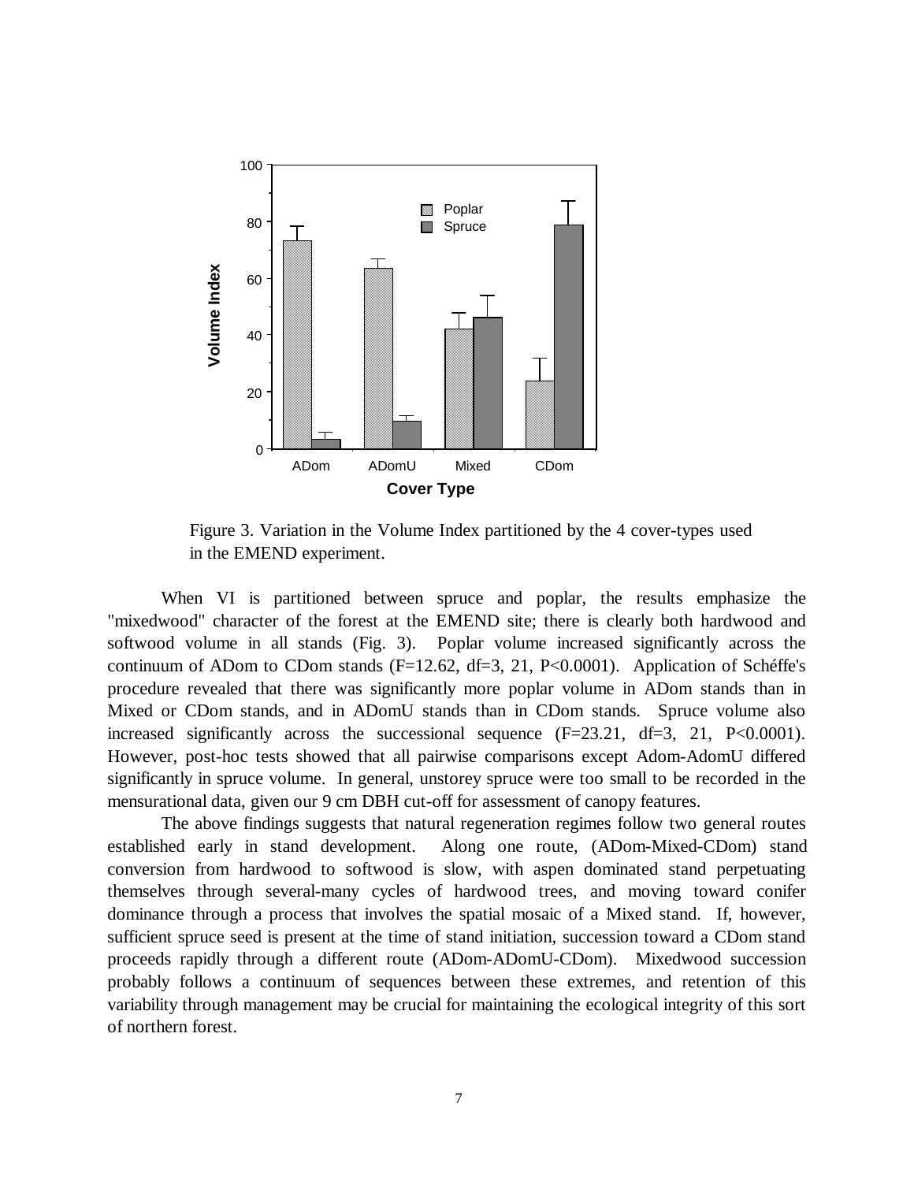Figure 3. Variation in the Volume Index partitioned by the 4 cover-types used in the EMEND experiment.

When VI is partitioned between spruce and poplar, the results emphasize the "mixedwood" character of the forest at the EMEND site; there is clearly both hardwood and softwood volume in all stands (Fig. 3). Poplar volume increased significantly across the continuum of ADom to CDom stands ($F=12.62$, $df=3, 21$, $P<0.0001$). Application of Schéffe's procedure revealed that there was significantly more poplar volume in ADom stands than in Mixed or CDom stands, and in ADomU stands than in CDom stands. Spruce volume also increased significantly across the successional sequence ($F=23.21$, $df=3, 21$, $P<0.0001$). However, post-hoc tests showed that all pairwise comparisons except Adom-AdomU differed significantly in spruce volume. In general, unstorey spruce were too small to be recorded in the mensurational data, given our 9 cm DBH cut-off for assessment of canopy features.

The above findings suggests that natural regeneration regimes follow two general routes established early in stand development. Along one route, (ADom-Mixed-CDom) stand conversion from hardwood to softwood is slow, with aspen dominated stand perpetuating themselves through several-many cycles of hardwood trees, and moving toward conifer dominance through a process that involves the spatial mosaic of a Mixed stand. If, however, sufficient spruce seed is present at the time of stand initiation, succession toward a CDom stand proceeds rapidly through a different route (ADom-ADomU-CDom). Mixedwood succession probably follows a continuum of sequences between these extremes, and retention of this variability through management may be crucial for maintaining the ecological integrity of this sort of northern forest.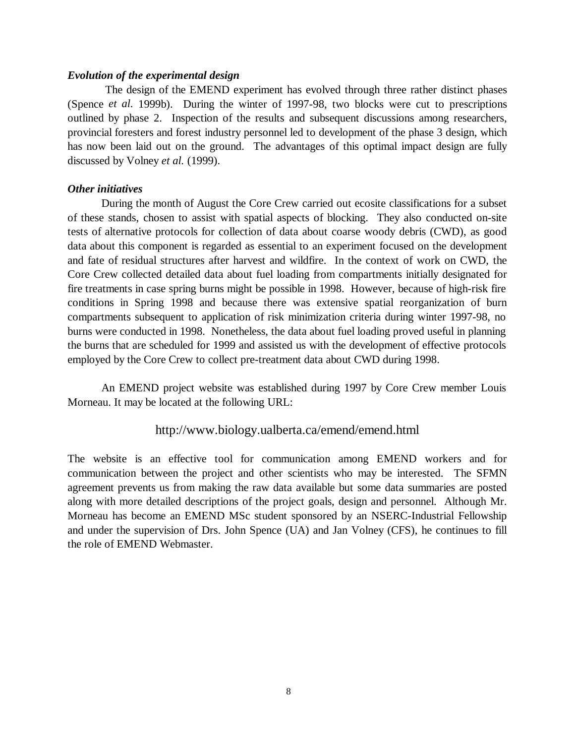***Evolution of the experimental design***

The design of the EMEND experiment has evolved through three rather distinct phases (Spence *et al.* 1999b). During the winter of 1997-98, two blocks were cut to prescriptions outlined by phase 2. Inspection of the results and subsequent discussions among researchers, provincial foresters and forest industry personnel led to development of the phase 3 design, which has now been laid out on the ground. The advantages of this optimal impact design are fully discussed by Volney *et al.* (1999).

***Other initiatives***

During the month of August the Core Crew carried out ecosite classifications for a subset of these stands, chosen to assist with spatial aspects of blocking. They also conducted on-site tests of alternative protocols for collection of data about coarse woody debris (CWD), as good data about this component is regarded as essential to an experiment focused on the development and fate of residual structures after harvest and wildfire. In the context of work on CWD, the Core Crew collected detailed data about fuel loading from compartments initially designated for fire treatments in case spring burns might be possible in 1998. However, because of high-risk fire conditions in Spring 1998 and because there was extensive spatial reorganization of burn compartments subsequent to application of risk minimization criteria during winter 1997-98, no burns were conducted in 1998. Nonetheless, the data about fuel loading proved useful in planning the burns that are scheduled for 1999 and assisted us with the development of effective protocols employed by the Core Crew to collect pre-treatment data about CWD during 1998.

An EMEND project website was established during 1997 by Core Crew member Louis Morneau. It may be located at the following URL:

http://www.biology.ualberta.ca/emend/emend.html

The website is an effective tool for communication among EMEND workers and for communication between the project and other scientists who may be interested. The SFMN agreement prevents us from making the raw data available but some data summaries are posted along with more detailed descriptions of the project goals, design and personnel. Although Mr. Morneau has become an EMEND MSc student sponsored by an NSERC-Industrial Fellowship and under the supervision of Drs. John Spence (UA) and Jan Volney (CFS), he continues to fill the role of EMEND Webmaster.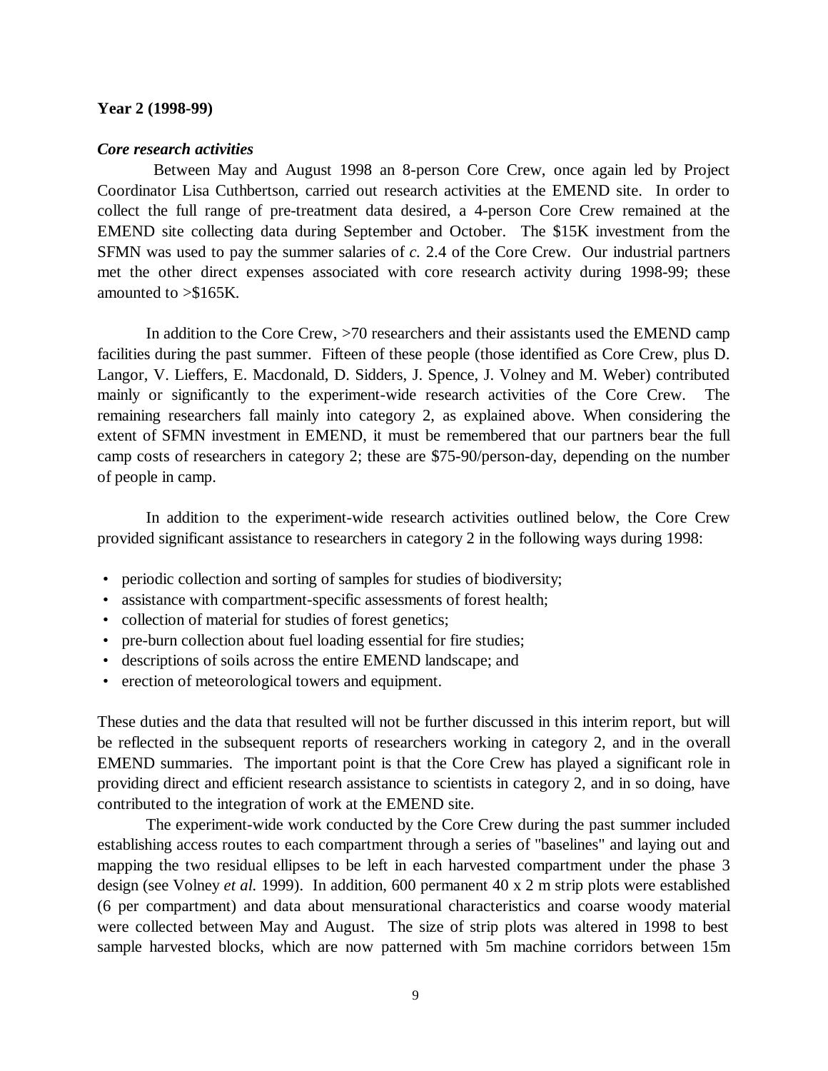**Year 2 (1998-99)**

***Core research activities***

Between May and August 1998 an 8-person Core Crew, once again led by Project Coordinator Lisa Cuthbertson, carried out research activities at the EMEND site. In order to collect the full range of pre-treatment data desired, a 4-person Core Crew remained at the EMEND site collecting data during September and October. The $15K investment from the SFMN was used to pay the summer salaries of *c.* 2.4 of the Core Crew. Our industrial partners met the other direct expenses associated with core research activity during 1998-99; these amounted to >$165K.

In addition to the Core Crew, >70 researchers and their assistants used the EMEND camp facilities during the past summer. Fifteen of these people (those identified as Core Crew, plus D. Langor, V. Lieffers, E. Macdonald, D. Sidders, J. Spence, J. Volney and M. Weber) contributed mainly or significantly to the experiment-wide research activities of the Core Crew. The remaining researchers fall mainly into category 2, as explained above. When considering the extent of SFMN investment in EMEND, it must be remembered that our partners bear the full camp costs of researchers in category 2; these are $75-90/person-day, depending on the number of people in camp.

In addition to the experiment-wide research activities outlined below, the Core Crew provided significant assistance to researchers in category 2 in the following ways during 1998:

- periodic collection and sorting of samples for studies of biodiversity;
- assistance with compartment-specific assessments of forest health;
- collection of material for studies of forest genetics;
- pre-burn collection about fuel loading essential for fire studies;
- descriptions of soils across the entire EMEND landscape; and
- erection of meteorological towers and equipment.

These duties and the data that resulted will not be further discussed in this interim report, but will be reflected in the subsequent reports of researchers working in category 2, and in the overall EMEND summaries. The important point is that the Core Crew has played a significant role in providing direct and efficient research assistance to scientists in category 2, and in so doing, have contributed to the integration of work at the EMEND site.

The experiment-wide work conducted by the Core Crew during the past summer included establishing access routes to each compartment through a series of "baselines" and laying out and mapping the two residual ellipses to be left in each harvested compartment under the phase 3 design (see Volney *et al.* 1999). In addition, 600 permanent 40 x 2 m strip plots were established (6 per compartment) and data about mensurational characteristics and coarse woody material were collected between May and August. The size of strip plots was altered in 1998 to best sample harvested blocks, which are now patterned with 5m machine corridors between 15m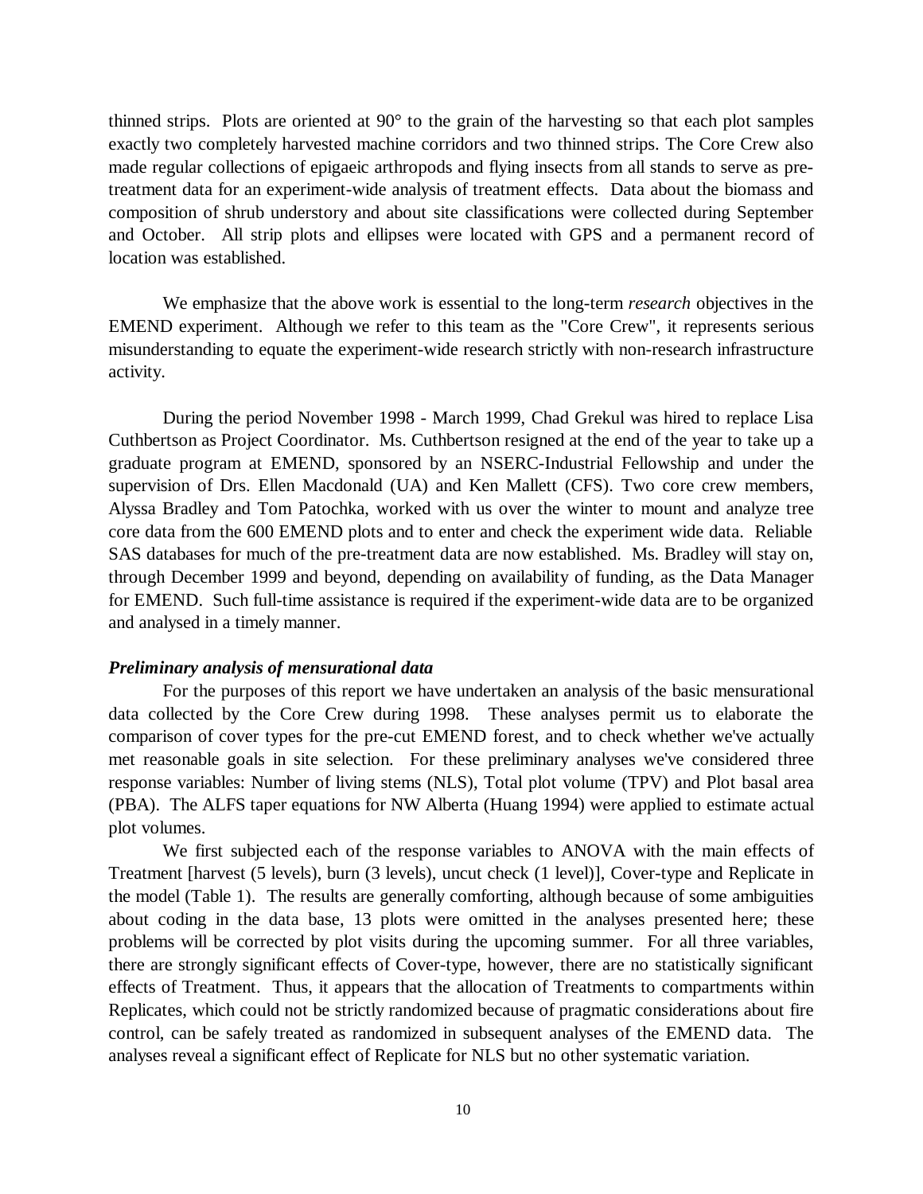thinned strips. Plots are oriented at 90° to the grain of the harvesting so that each plot samples exactly two completely harvested machine corridors and two thinned strips. The Core Crew also made regular collections of epigaeic arthropods and flying insects from all stands to serve as pre-treatment data for an experiment-wide analysis of treatment effects. Data about the biomass and composition of shrub understory and about site classifications were collected during September and October. All strip plots and ellipses were located with GPS and a permanent record of location was established.

We emphasize that the above work is essential to the long-term *research* objectives in the EMEND experiment. Although we refer to this team as the "Core Crew", it represents serious misunderstanding to equate the experiment-wide research strictly with non-research infrastructure activity.

During the period November 1998 - March 1999, Chad Grekul was hired to replace Lisa Cuthbertson as Project Coordinator. Ms. Cuthbertson resigned at the end of the year to take up a graduate program at EMEND, sponsored by an NSERC-Industrial Fellowship and under the supervision of Drs. Ellen Macdonald (UA) and Ken Mallett (CFS). Two core crew members, Alyssa Bradley and Tom Patochka, worked with us over the winter to mount and analyze tree core data from the 600 EMEND plots and to enter and check the experiment wide data. Reliable SAS databases for much of the pre-treatment data are now established. Ms. Bradley will stay on, through December 1999 and beyond, depending on availability of funding, as the Data Manager for EMEND. Such full-time assistance is required if the experiment-wide data are to be organized and analysed in a timely manner.

***Preliminary analysis of mensurational data***

For the purposes of this report we have undertaken an analysis of the basic mensurational data collected by the Core Crew during 1998. These analyses permit us to elaborate the comparison of cover types for the pre-cut EMEND forest, and to check whether we've actually met reasonable goals in site selection. For these preliminary analyses we've considered three response variables: Number of living stems (NLS), Total plot volume (TPV) and Plot basal area (PBA). The ALFS taper equations for NW Alberta (Huang 1994) were applied to estimate actual plot volumes.

We first subjected each of the response variables to ANOVA with the main effects of Treatment [harvest (5 levels), burn (3 levels), uncut check (1 level)], Cover-type and Replicate in the model (Table 1). The results are generally comforting, although because of some ambiguities about coding in the data base, 13 plots were omitted in the analyses presented here; these problems will be corrected by plot visits during the upcoming summer. For all three variables, there are strongly significant effects of Cover-type, however, there are no statistically significant effects of Treatment. Thus, it appears that the allocation of Treatments to compartments within Replicates, which could not be strictly randomized because of pragmatic considerations about fire control, can be safely treated as randomized in subsequent analyses of the EMEND data. The analyses reveal a significant effect of Replicate for NLS but no other systematic variation.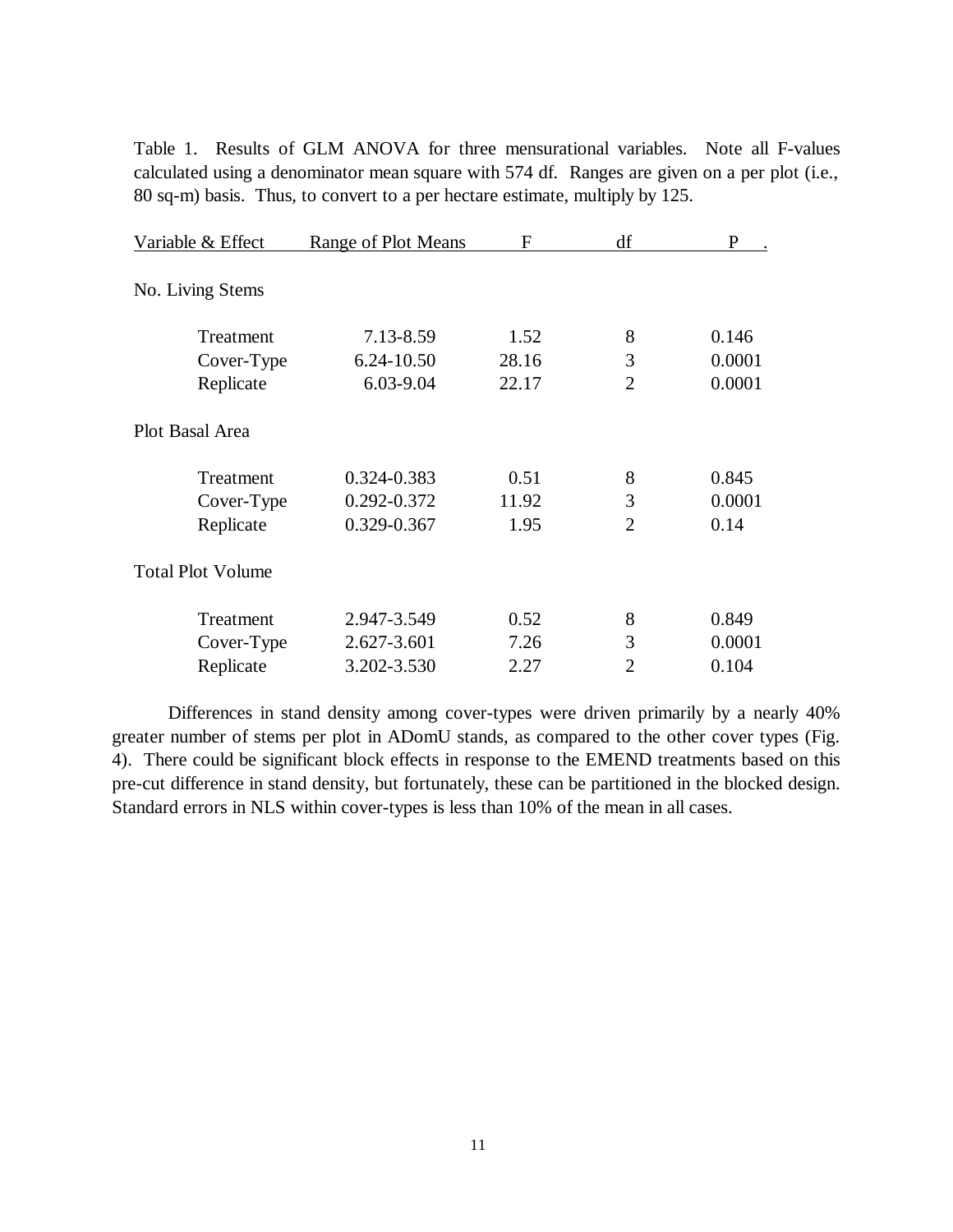Table 1. Results of GLM ANOVA for three mensurational variables. Note all F-values calculated using a denominator mean square with 574 df. Ranges are given on a per plot (i.e., 80 sq-m) basis. Thus, to convert to a per hectare estimate, multiply by 125.

| Variable & Effect | Range of Plot Means | F | df | P . |
|---|---|---|---|---|
| No. Living Stems | | | | |
| Treatment | 7.13-8.59 | 1.52 | 8 | 0.146 |
| Cover-Type | 6.24-10.50 | 28.16 | 3 | 0.0001 |
| Replicate | 6.03-9.04 | 22.17 | 2 | 0.0001 |
| Plot Basal Area | | | | |
| Treatment | 0.324-0.383 | 0.51 | 8 | 0.845 |
| Cover-Type | 0.292-0.372 | 11.92 | 3 | 0.0001 |
| Replicate | 0.329-0.367 | 1.95 | 2 | 0.14 |
| Total Plot Volume | | | | |
| Treatment | 2.947-3.549 | 0.52 | 8 | 0.849 |
| Cover-Type | 2.627-3.601 | 7.26 | 3 | 0.0001 |
| Replicate | 3.202-3.530 | 2.27 | 2 | 0.104 |

Differences in stand density among cover-types were driven primarily by a nearly 40% greater number of stems per plot in ADomU stands, as compared to the other cover types (Fig. 4). There could be significant block effects in response to the EMEND treatments based on this pre-cut difference in stand density, but fortunately, these can be partitioned in the blocked design. Standard errors in NLS within cover-types is less than 10% of the mean in all cases.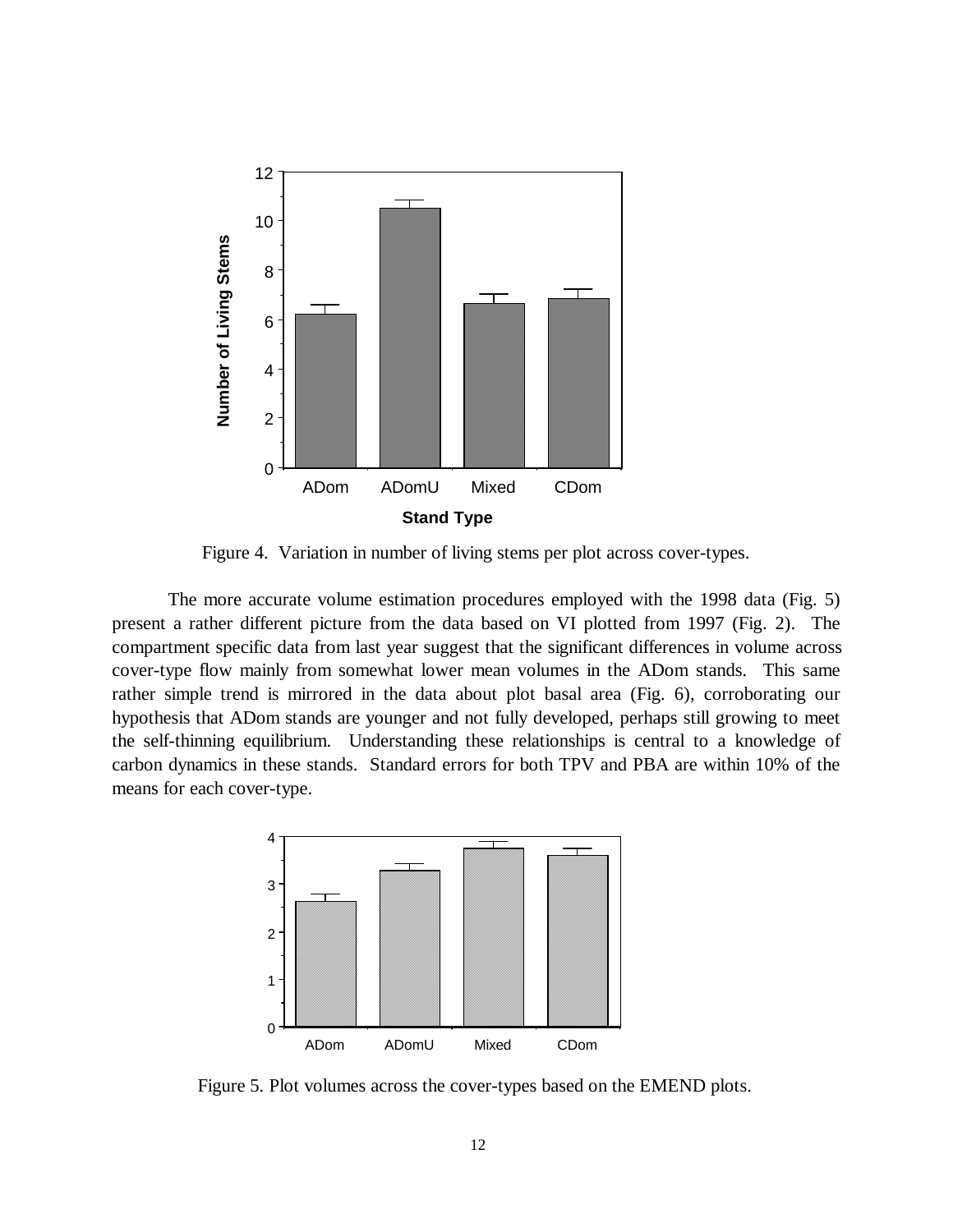Figure 4. Variation in number of living stems per plot across cover-types.

The more accurate volume estimation procedures employed with the 1998 data (Fig. 5) present a rather different picture from the data based on VI plotted from 1997 (Fig. 2). The compartment specific data from last year suggest that the significant differences in volume across cover-type flow mainly from somewhat lower mean volumes in the ADom stands. This same rather simple trend is mirrored in the data about plot basal area (Fig. 6), corroborating our hypothesis that ADom stands are younger and not fully developed, perhaps still growing to meet the self-thinning equilibrium. Understanding these relationships is central to a knowledge of carbon dynamics in these stands. Standard errors for both TPV and PBA are within 10% of the means for each cover-type.

Figure 5. Plot volumes across the cover-types based on the EMEND plots.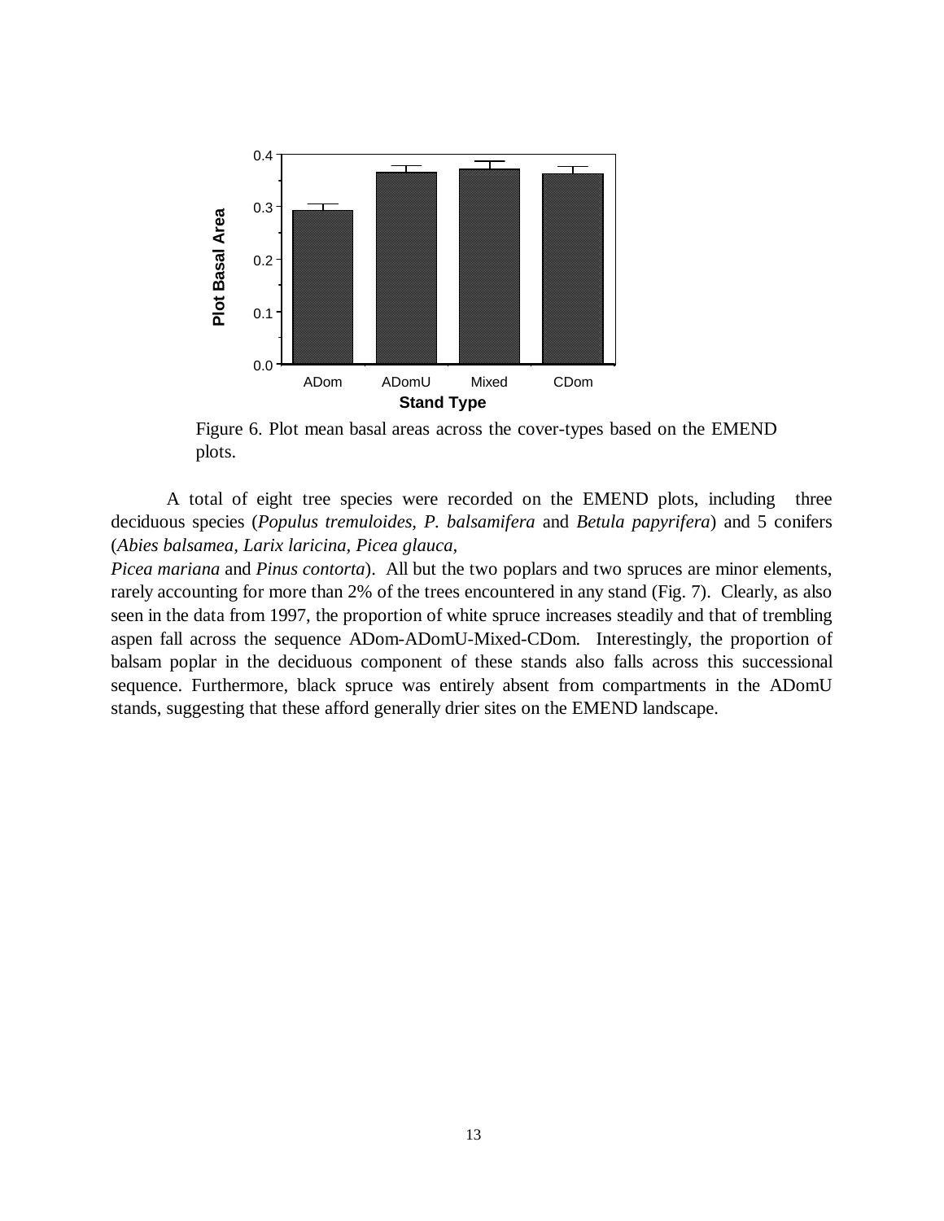Figure 6. Plot mean basal areas across the cover-types based on the EMEND plots.

A total of eight tree species were recorded on the EMEND plots, including three deciduous species (*Populus tremuloides, P. balsamifera* and *Betula papyrifera*) and 5 conifers (*Abies balsamea, Larix laricina, Picea glauca, Picea mariana* and *Pinus contorta*). All but the two poplars and two spruces are minor elements, rarely accounting for more than 2% of the trees encountered in any stand (Fig. 7). Clearly, as also seen in the data from 1997, the proportion of white spruce increases steadily and that of trembling aspen fall across the sequence ADom-ADomU-Mixed-CDom. Interestingly, the proportion of balsam poplar in the deciduous component of these stands also falls across this successional sequence. Furthermore, black spruce was entirely absent from compartments in the ADomU stands, suggesting that these afford generally drier sites on the EMEND landscape.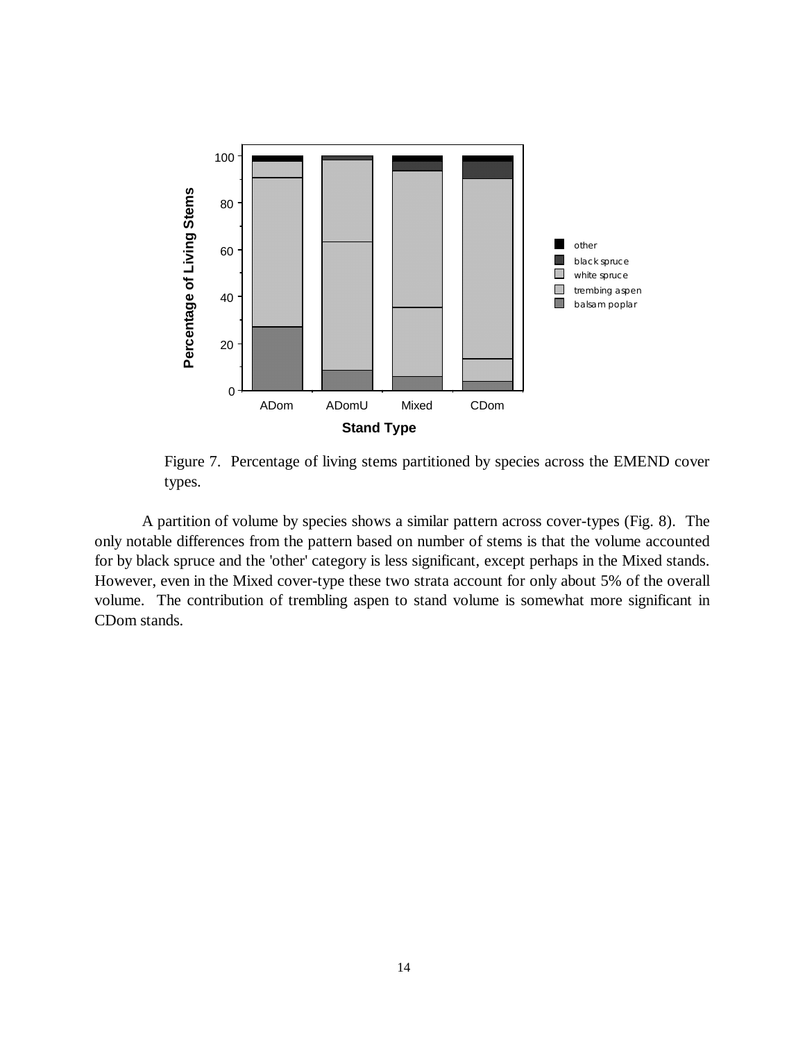Figure 7. Percentage of living stems partitioned by species across the EMEND cover types.

A partition of volume by species shows a similar pattern across cover-types (Fig. 8). The only notable differences from the pattern based on number of stems is that the volume accounted for by black spruce and the 'other' category is less significant, except perhaps in the Mixed stands. However, even in the Mixed cover-type these two strata account for only about 5% of the overall volume. The contribution of trembling aspen to stand volume is somewhat more significant in CDom stands.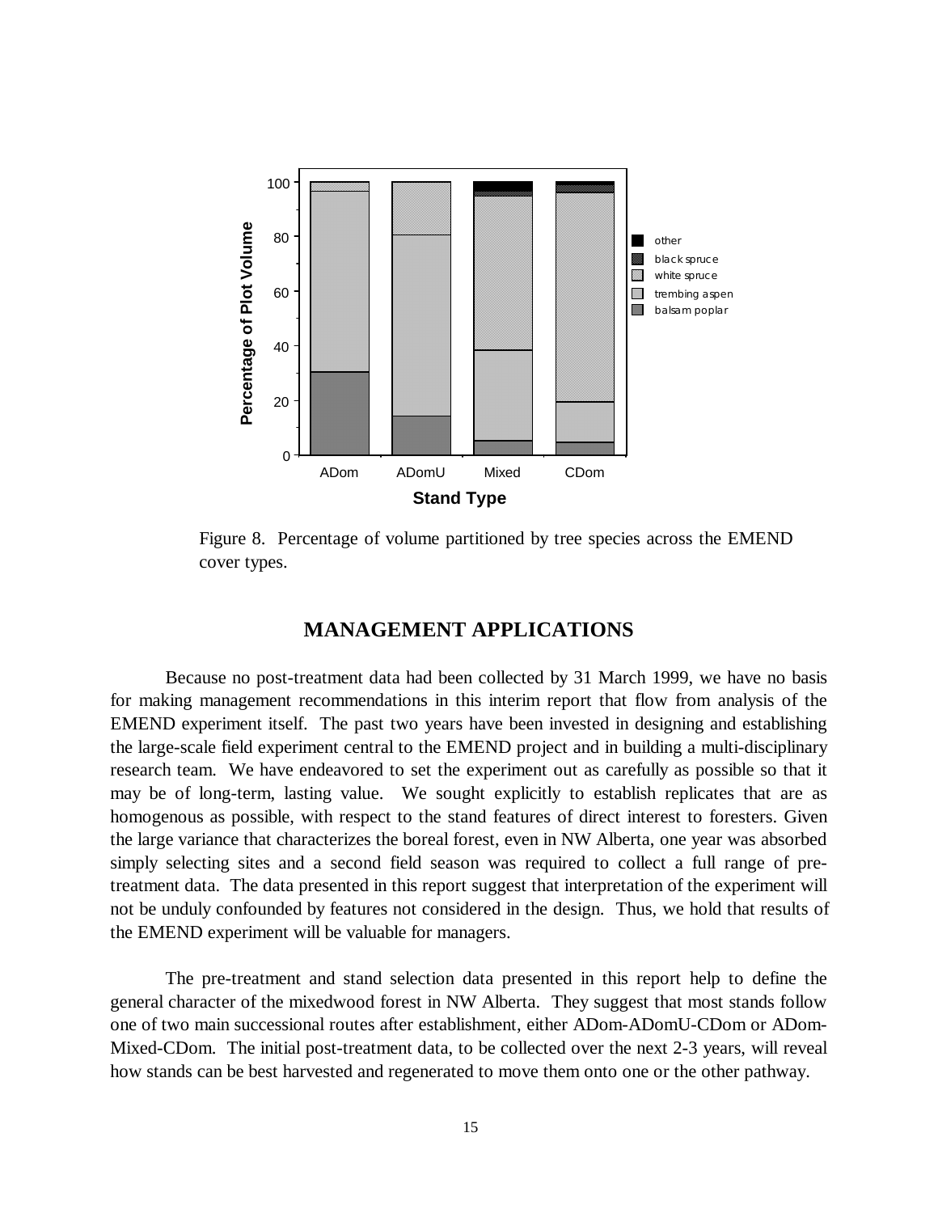Figure 8. Percentage of volume partitioned by tree species across the EMEND cover types.

## MANAGEMENT APPLICATIONS

Because no post-treatment data had been collected by 31 March 1999, we have no basis for making management recommendations in this interim report that flow from analysis of the EMEND experiment itself. The past two years have been invested in designing and establishing the large-scale field experiment central to the EMEND project and in building a multi-disciplinary research team. We have endeavored to set the experiment out as carefully as possible so that it may be of long-term, lasting value. We sought explicitly to establish replicates that are as homogenous as possible, with respect to the stand features of direct interest to foresters. Given the large variance that characterizes the boreal forest, even in NW Alberta, one year was absorbed simply selecting sites and a second field season was required to collect a full range of pre-treatment data. The data presented in this report suggest that interpretation of the experiment will not be unduly confounded by features not considered in the design. Thus, we hold that results of the EMEND experiment will be valuable for managers.

The pre-treatment and stand selection data presented in this report help to define the general character of the mixedwood forest in NW Alberta. They suggest that most stands follow one of two main successional routes after establishment, either ADom-ADomU-CDom or ADom-Mixed-CDom. The initial post-treatment data, to be collected over the next 2-3 years, will reveal how stands can be best harvested and regenerated to move them onto one or the other pathway.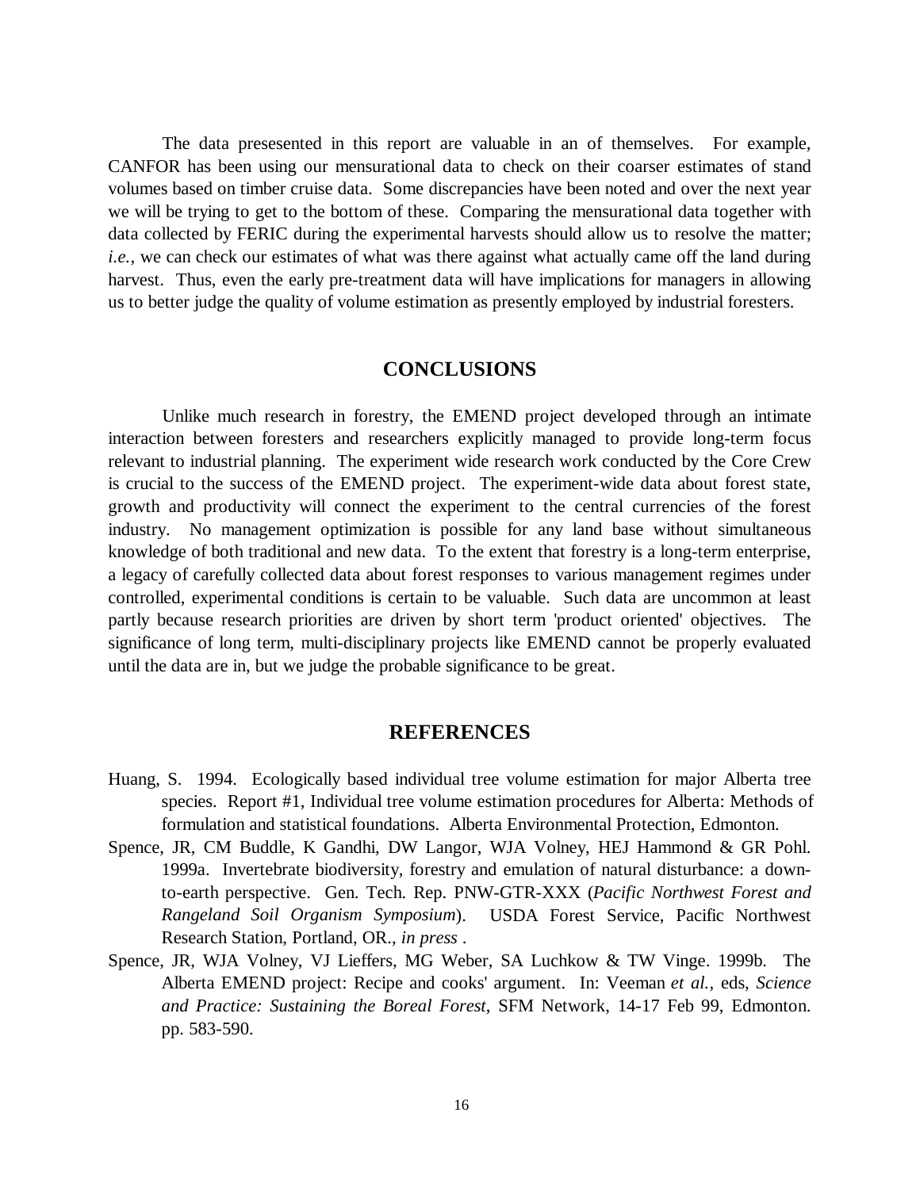The data presesented in this report are valuable in an of themselves. For example, CANFOR has been using our mensurational data to check on their coarser estimates of stand volumes based on timber cruise data. Some discrepancies have been noted and over the next year we will be trying to get to the bottom of these. Comparing the mensurational data together with data collected by FERIC during the experimental harvests should allow us to resolve the matter; *i.e.*, we can check our estimates of what was there against what actually came off the land during harvest. Thus, even the early pre-treatment data will have implications for managers in allowing us to better judge the quality of volume estimation as presently employed by industrial foresters.

## CONCLUSIONS

Unlike much research in forestry, the EMEND project developed through an intimate interaction between foresters and researchers explicitly managed to provide long-term focus relevant to industrial planning. The experiment wide research work conducted by the Core Crew is crucial to the success of the EMEND project. The experiment-wide data about forest state, growth and productivity will connect the experiment to the central currencies of the forest industry. No management optimization is possible for any land base without simultaneous knowledge of both traditional and new data. To the extent that forestry is a long-term enterprise, a legacy of carefully collected data about forest responses to various management regimes under controlled, experimental conditions is certain to be valuable. Such data are uncommon at least partly because research priorities are driven by short term 'product oriented' objectives. The significance of long term, multi-disciplinary projects like EMEND cannot be properly evaluated until the data are in, but we judge the probable significance to be great.

## REFERENCES

Huang, S. 1994. Ecologically based individual tree volume estimation for major Alberta tree species. Report #1, Individual tree volume estimation procedures for Alberta: Methods of formulation and statistical foundations. Alberta Environmental Protection, Edmonton.

Spence, JR, CM Buddle, K Gandhi, DW Langor, WJA Volney, HEJ Hammond & GR Pohl. 1999a. Invertebrate biodiversity, forestry and emulation of natural disturbance: a down-to-earth perspective. Gen. Tech. Rep. PNW-GTR-XXX (*Pacific Northwest Forest and Rangeland Soil Organism Symposium*). USDA Forest Service, Pacific Northwest Research Station, Portland, OR., *in press* .

Spence, JR, WJA Volney, VJ Lieffers, MG Weber, SA Luchkow & TW Vinge. 1999b. The Alberta EMEND project: Recipe and cooks' argument. In: Veeman *et al.*, eds, *Science and Practice: Sustaining the Boreal Forest*, SFM Network, 14-17 Feb 99, Edmonton. pp. 583-590.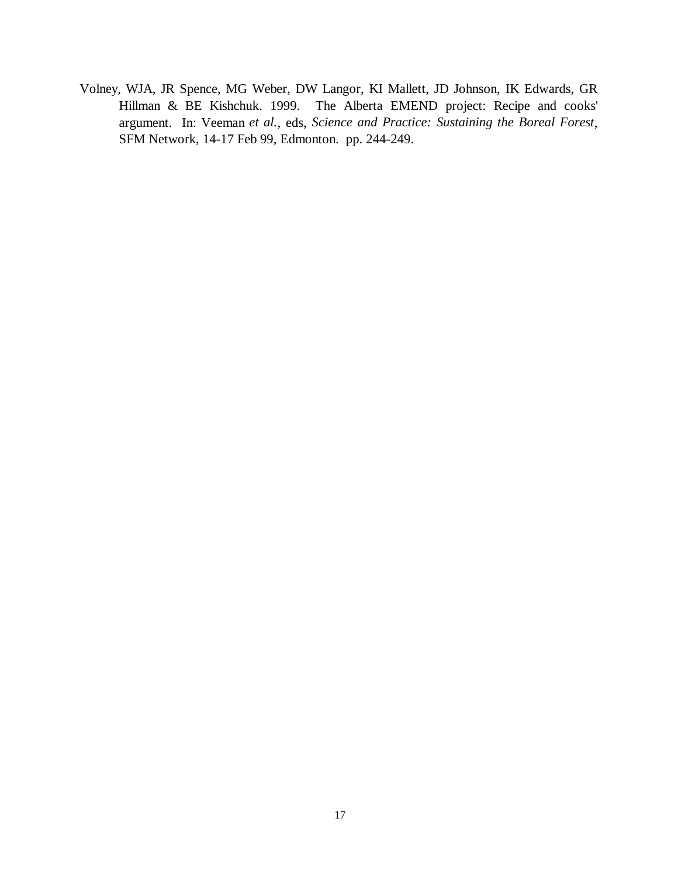Volney, WJA, JR Spence, MG Weber, DW Langor, KI Mallett, JD Johnson, IK Edwards, GR Hillman & BE Kishchuk. 1999. The Alberta EMEND project: Recipe and cooks' argument. In: Veeman *et al.*, eds, *Science and Practice: Sustaining the Boreal Forest*, SFM Network, 14-17 Feb 99, Edmonton. pp. 244-249.